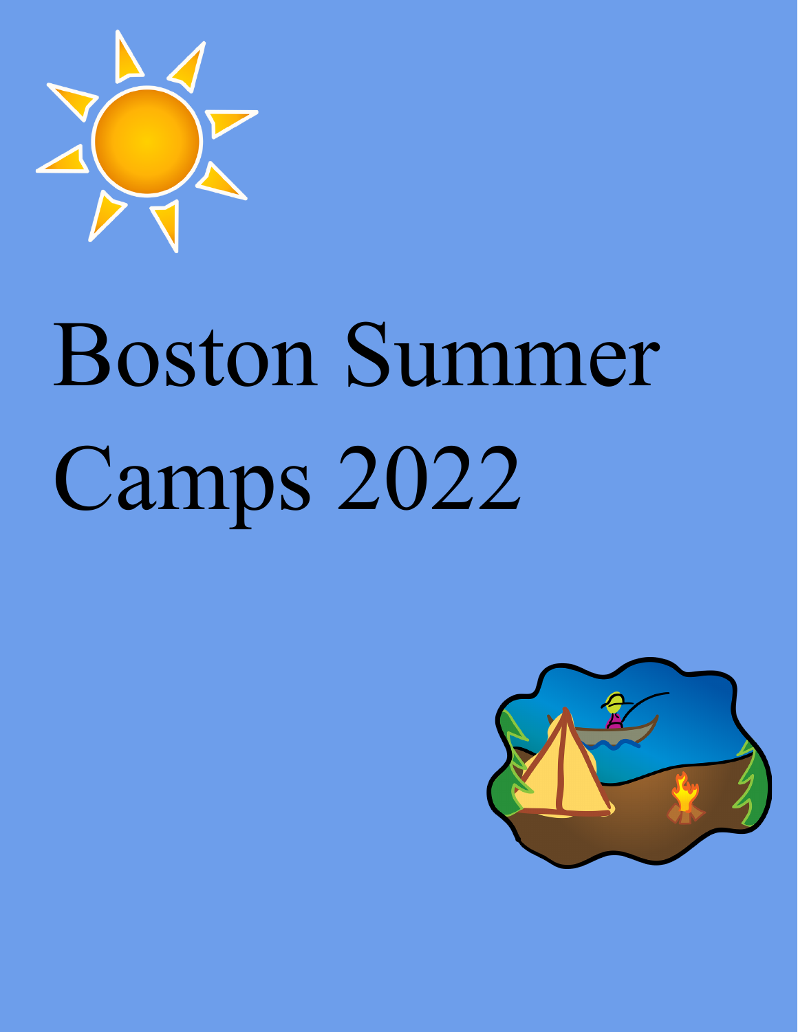# Boston Summer Camps 2022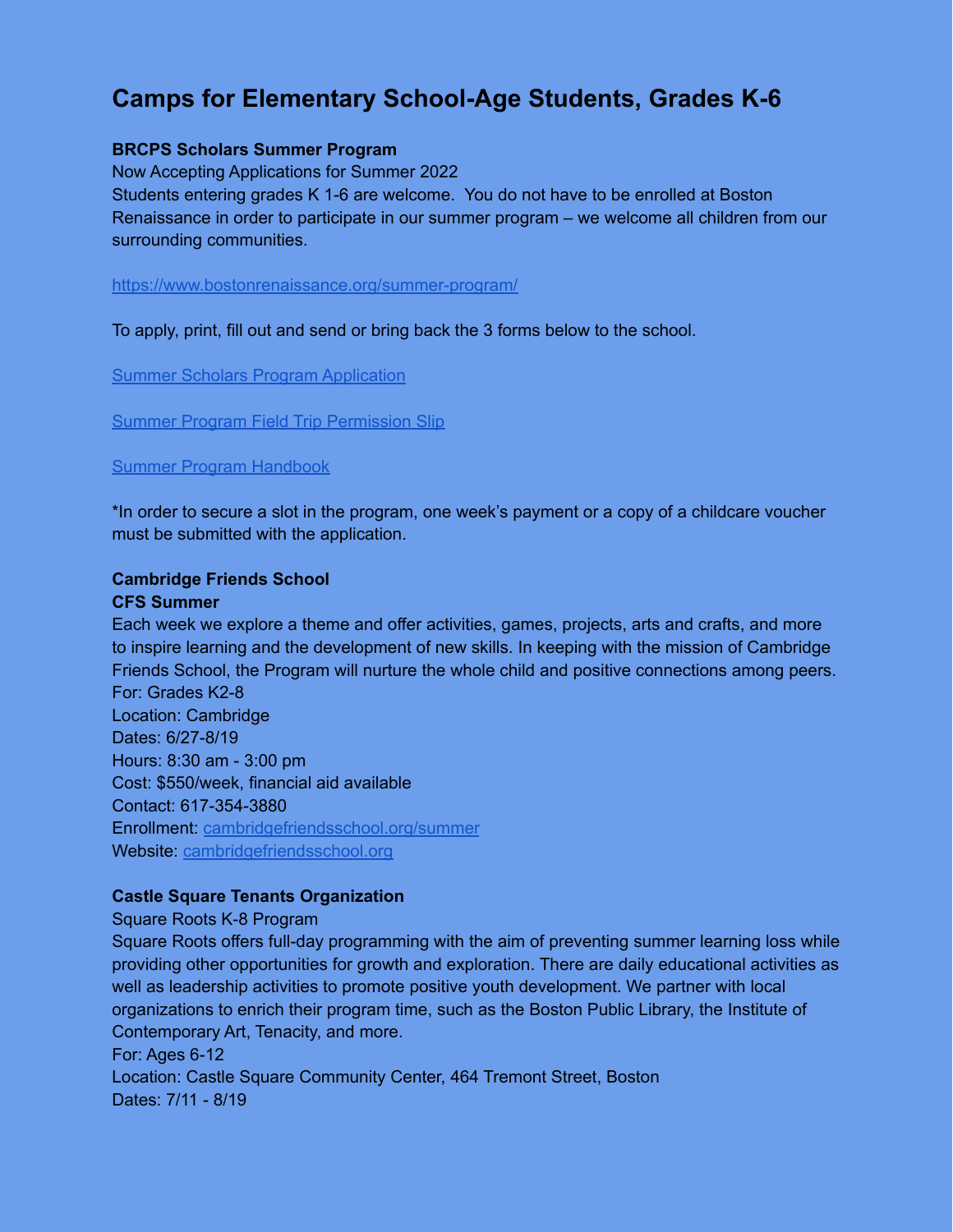# Camps for Elementary School-Age Students, Grades K-6

**BRCPS Scholars Summer Program**

Now Accepting Applications for Summer 2022

Students entering grades K 1-6 are welcome. You do not have to be enrolled at Boston Renaissance in order to participate in our summer program – we welcome all children from our surrounding communities.

[https://www.bostonrenaissance.org/summer-program/](https://www.bostonrenaissance.org/summer-program/)

To apply, print, fill out and send or bring back the 3 forms below to the school.

Summer Scholars Program Application

Summer Program Field Trip Permission Slip

Summer Program Handbook

*In order to secure a slot in the program, one week's payment or a copy of a childcare voucher must be submitted with the application.

**Cambridge Friends School**

**CFS Summer**

Each week we explore a theme and offer activities, games, projects, arts and crafts, and more to inspire learning and the development of new skills. In keeping with the mission of Cambridge Friends School, the Program will nurture the whole child and positive connections among peers.

For: Grades K2-8

Location: Cambridge

Dates: 6/27-8/19

Hours: 8:30 am - 3:00 pm

Cost: $550/week, financial aid available

Contact: 617-354-3880

Enrollment: [cambridgefriendsschool.org/summer](https://cambridgefriendsschool.org/summer)

Website: [cambridgefriendsschool.org](https://cambridgefriendsschool.org)

**Castle Square Tenants Organization**

Square Roots K-8 Program

Square Roots offers full-day programming with the aim of preventing summer learning loss while providing other opportunities for growth and exploration. There are daily educational activities as well as leadership activities to promote positive youth development. We partner with local organizations to enrich their program time, such as the Boston Public Library, the Institute of Contemporary Art, Tenacity, and more.

For: Ages 6-12

Location: Castle Square Community Center, 464 Tremont Street, Boston

Dates: 7/11 - 8/19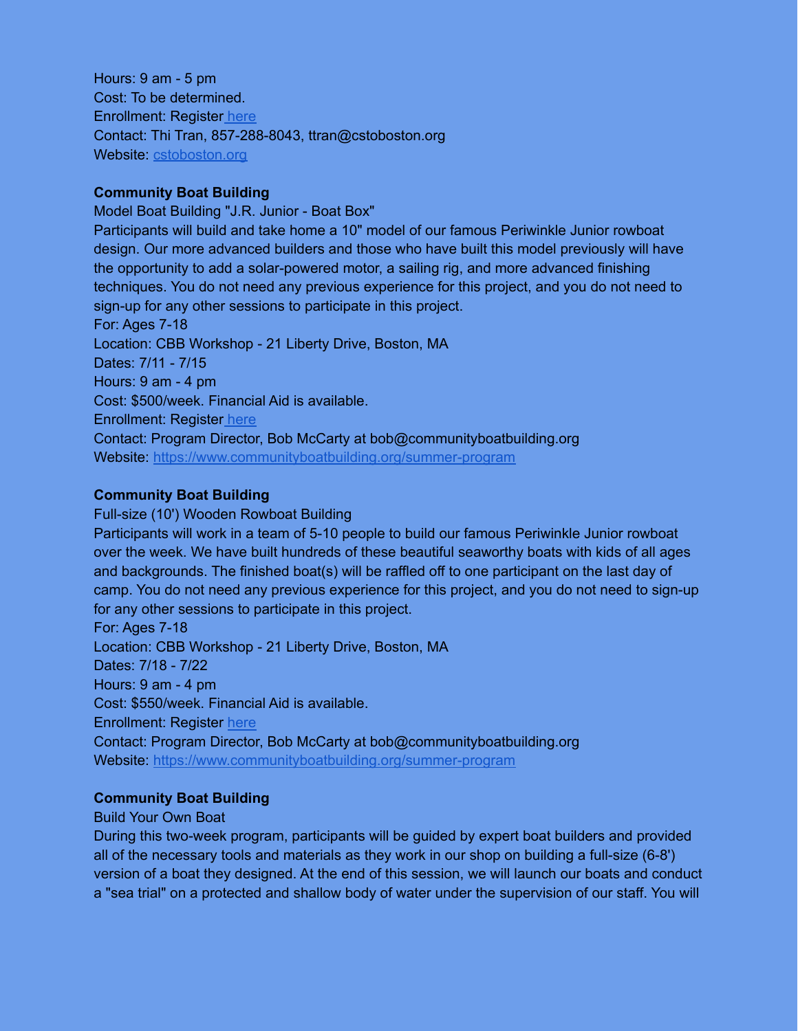Hours: 9 am - 5 pm
Cost: To be determined.
Enrollment: Register here
Contact: Thi Tran, 857-288-8043, ttran@cstoboston.org
Website: cstoboston.org

**Community Boat Building**
Model Boat Building "J.R. Junior - Boat Box"
Participants will build and take home a 10" model of our famous Periwinkle Junior rowboat design. Our more advanced builders and those who have built this model previously will have the opportunity to add a solar-powered motor, a sailing rig, and more advanced finishing techniques. You do not need any previous experience for this project, and you do not need to sign-up for any other sessions to participate in this project.
For: Ages 7-18
Location: CBB Workshop - 21 Liberty Drive, Boston, MA
Dates: 7/11 - 7/15
Hours: 9 am - 4 pm
Cost: $500/week. Financial Aid is available.
Enrollment: Register here
Contact: Program Director, Bob McCarty at bob@communityboatbuilding.org
Website: https://www.communityboatbuilding.org/summer-program

**Community Boat Building**
Full-size (10') Wooden Rowboat Building
Participants will work in a team of 5-10 people to build our famous Periwinkle Junior rowboat over the week. We have built hundreds of these beautiful seaworthy boats with kids of all ages and backgrounds. The finished boat(s) will be raffled off to one participant on the last day of camp. You do not need any previous experience for this project, and you do not need to sign-up for any other sessions to participate in this project.
For: Ages 7-18
Location: CBB Workshop - 21 Liberty Drive, Boston, MA
Dates: 7/18 - 7/22
Hours: 9 am - 4 pm
Cost: $550/week. Financial Aid is available.
Enrollment: Register here
Contact: Program Director, Bob McCarty at bob@communityboatbuilding.org
Website: https://www.communityboatbuilding.org/summer-program

**Community Boat Building**
Build Your Own Boat
During this two-week program, participants will be guided by expert boat builders and provided all of the necessary tools and materials as they work in our shop on building a full-size (6-8') version of a boat they designed. At the end of this session, we will launch our boats and conduct a "sea trial" on a protected and shallow body of water under the supervision of our staff. You will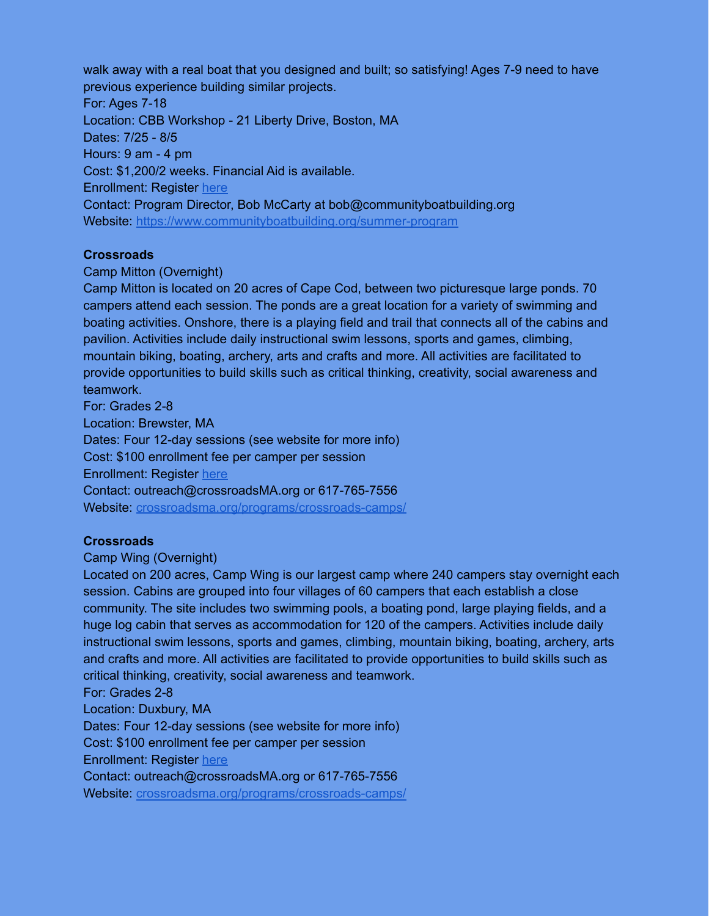walk away with a real boat that you designed and built; so satisfying! Ages 7-9 need to have previous experience building similar projects.
For: Ages 7-18
Location: CBB Workshop - 21 Liberty Drive, Boston, MA
Dates: 7/25 - 8/5
Hours: 9 am - 4 pm
Cost: $1,200/2 weeks. Financial Aid is available.
Enrollment: Register [here]()
Contact: Program Director, Bob McCarty at bob@communityboatbuilding.org
Website: [https://www.communityboatbuilding.org/summer-program](https://www.communityboatbuilding.org/summer-program)

**Crossroads**
Camp Mitton (Overnight)
Camp Mitton is located on 20 acres of Cape Cod, between two picturesque large ponds. 70 campers attend each session. The ponds are a great location for a variety of swimming and boating activities. Onshore, there is a playing field and trail that connects all of the cabins and pavilion. Activities include daily instructional swim lessons, sports and games, climbing, mountain biking, boating, archery, arts and crafts and more. All activities are facilitated to provide opportunities to build skills such as critical thinking, creativity, social awareness and teamwork.
For: Grades 2-8
Location: Brewster, MA
Dates: Four 12-day sessions (see website for more info)
Cost: $100 enrollment fee per camper per session
Enrollment: Register [here]()
Contact: outreach@crossroadsMA.org or 617-765-7556
Website: [crossroadsma.org/programs/crossroads-camps/](crossroadsma.org/programs/crossroads-camps/)

**Crossroads**
Camp Wing (Overnight)
Located on 200 acres, Camp Wing is our largest camp where 240 campers stay overnight each session. Cabins are grouped into four villages of 60 campers that each establish a close community. The site includes two swimming pools, a boating pond, large playing fields, and a huge log cabin that serves as accommodation for 120 of the campers. Activities include daily instructional swim lessons, sports and games, climbing, mountain biking, boating, archery, arts and crafts and more. All activities are facilitated to provide opportunities to build skills such as critical thinking, creativity, social awareness and teamwork.
For: Grades 2-8
Location: Duxbury, MA
Dates: Four 12-day sessions (see website for more info)
Cost: $100 enrollment fee per camper per session
Enrollment: Register [here]()
Contact: outreach@crossroadsMA.org or 617-765-7556
Website: [crossroadsma.org/programs/crossroads-camps/](crossroadsma.org/programs/crossroads-camps/)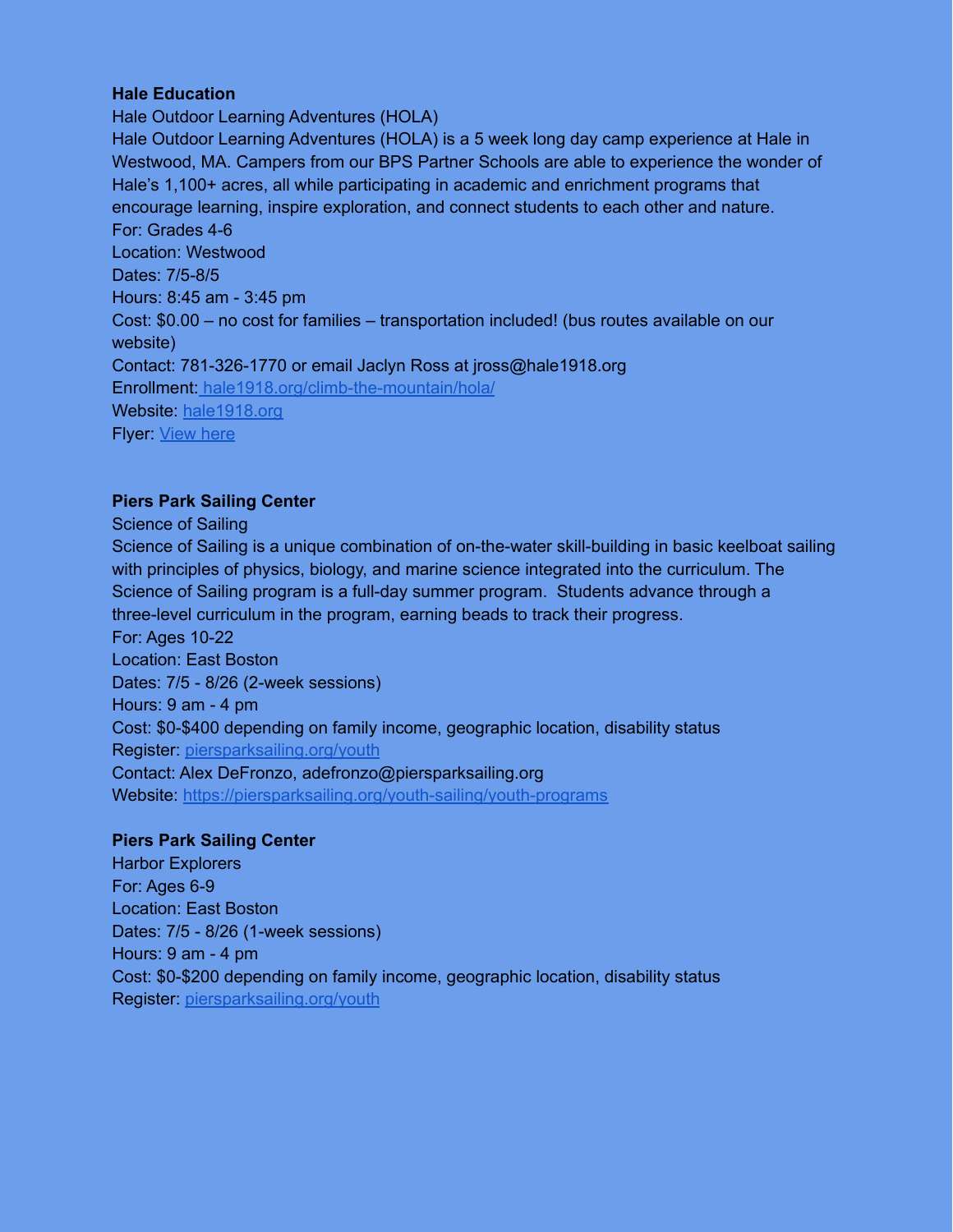**Hale Education**

Hale Outdoor Learning Adventures (HOLA)

Hale Outdoor Learning Adventures (HOLA) is a 5 week long day camp experience at Hale in Westwood, MA. Campers from our BPS Partner Schools are able to experience the wonder of Hale's 1,100+ acres, all while participating in academic and enrichment programs that encourage learning, inspire exploration, and connect students to each other and nature.

For: Grades 4-6

Location: Westwood

Dates: 7/5-8/5

Hours: 8:45 am - 3:45 pm

Cost: $0.00 – no cost for families – transportation included! (bus routes available on our website)

Contact: 781-326-1770 or email Jaclyn Ross at jross@hale1918.org

Enrollment: [hale1918.org/climb-the-mountain/hola/](hale1918.org/climb-the-mountain/hola/)

Website: [hale1918.org](hale1918.org)

Flyer: View here

**Piers Park Sailing Center**

Science of Sailing

Science of Sailing is a unique combination of on-the-water skill-building in basic keelboat sailing with principles of physics, biology, and marine science integrated into the curriculum. The Science of Sailing program is a full-day summer program. Students advance through a three-level curriculum in the program, earning beads to track their progress.

For: Ages 10-22

Location: East Boston

Dates: 7/5 - 8/26 (2-week sessions)

Hours: 9 am - 4 pm

Cost: $0-$400 depending on family income, geographic location, disability status

Register: [pierspar​ksailing.org/youth](piersparksailing.org/youth)

Contact: Alex DeFronzo, adefronzo@piersparksailing.org

Website: [https://piersparksailing.org/youth-sailing/youth-programs](https://piersparksailing.org/youth-sailing/youth-programs)

**Piers Park Sailing Center**

Harbor Explorers

For: Ages 6-9

Location: East Boston

Dates: 7/5 - 8/26 (1-week sessions)

Hours: 9 am - 4 pm

Cost: $0-$200 depending on family income, geographic location, disability status

Register: [piersparksailing.org/youth](piersparksailing.org/youth)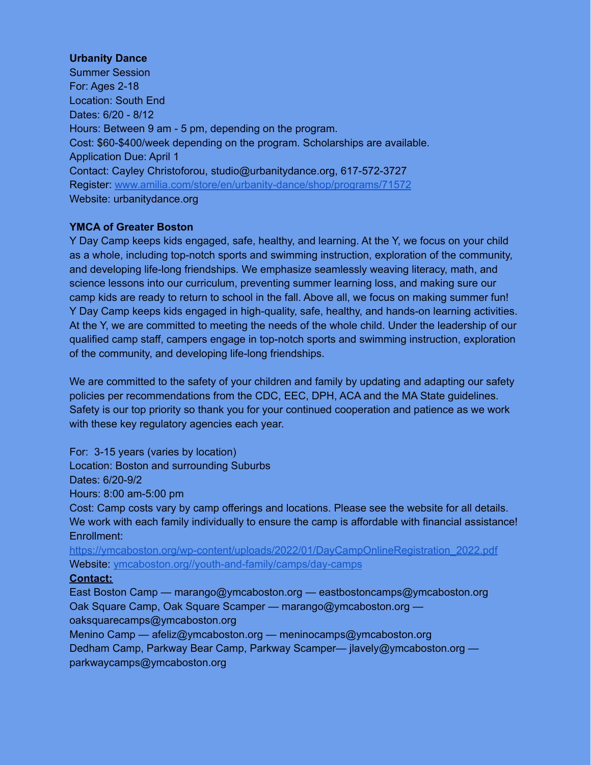**Urbanity Dance**
Summer Session
For: Ages 2-18
Location: South End
Dates: 6/20 - 8/12
Hours: Between 9 am - 5 pm, depending on the program.
Cost: $60-$400/week depending on the program. Scholarships are available.
Application Due: April 1
Contact: Cayley Christoforou, studio@urbanitydance.org, 617-572-3727
Register: [www.amilia.com/store/en/urbanity-dance/shop/programs/71572](www.amilia.com/store/en/urbanity-dance/shop/programs/71572)
Website: urbanitydance.org

**YMCA of Greater Boston**
Y Day Camp keeps kids engaged, safe, healthy, and learning. At the Y, we focus on your child as a whole, including top-notch sports and swimming instruction, exploration of the community, and developing life-long friendships. We emphasize seamlessly weaving literacy, math, and science lessons into our curriculum, preventing summer learning loss, and making sure our camp kids are ready to return to school in the fall. Above all, we focus on making summer fun! Y Day Camp keeps kids engaged in high-quality, safe, healthy, and hands-on learning activities. At the Y, we are committed to meeting the needs of the whole child. Under the leadership of our qualified camp staff, campers engage in top-notch sports and swimming instruction, exploration of the community, and developing life-long friendships.

We are committed to the safety of your children and family by updating and adapting our safety policies per recommendations from the CDC, EEC, DPH, ACA and the MA State guidelines. Safety is our top priority so thank you for your continued cooperation and patience as we work with these key regulatory agencies each year.

For: 3-15 years (varies by location)
Location: Boston and surrounding Suburbs
Dates: 6/20-9/2
Hours: 8:00 am-5:00 pm
Cost: Camp costs vary by camp offerings and locations. Please see the website for all details. We work with each family individually to ensure the camp is affordable with financial assistance!
Enrollment:
[https://ymcaboston.org/wp-content/uploads/2022/01/DayCampOnlineRegistration_2022.pdf](https://ymcaboston.org/wp-content/uploads/2022/01/DayCampOnlineRegistration_2022.pdf)
Website: [ymcaboston.org//youth-and-family/camps/day-camps](ymcaboston.org//youth-and-family/camps/day-camps)
**Contact:**
East Boston Camp — marango@ymcaboston.org — eastbostoncamps@ymcaboston.org
Oak Square Camp, Oak Square Scamper — marango@ymcaboston.org — oaksquarecamps@ymcaboston.org
Menino Camp — afeliz@ymcaboston.org — meninocamps@ymcaboston.org
Dedham Camp, Parkway Bear Camp, Parkway Scamper— jlavely@ymcaboston.org — parkwaycamps@ymcaboston.org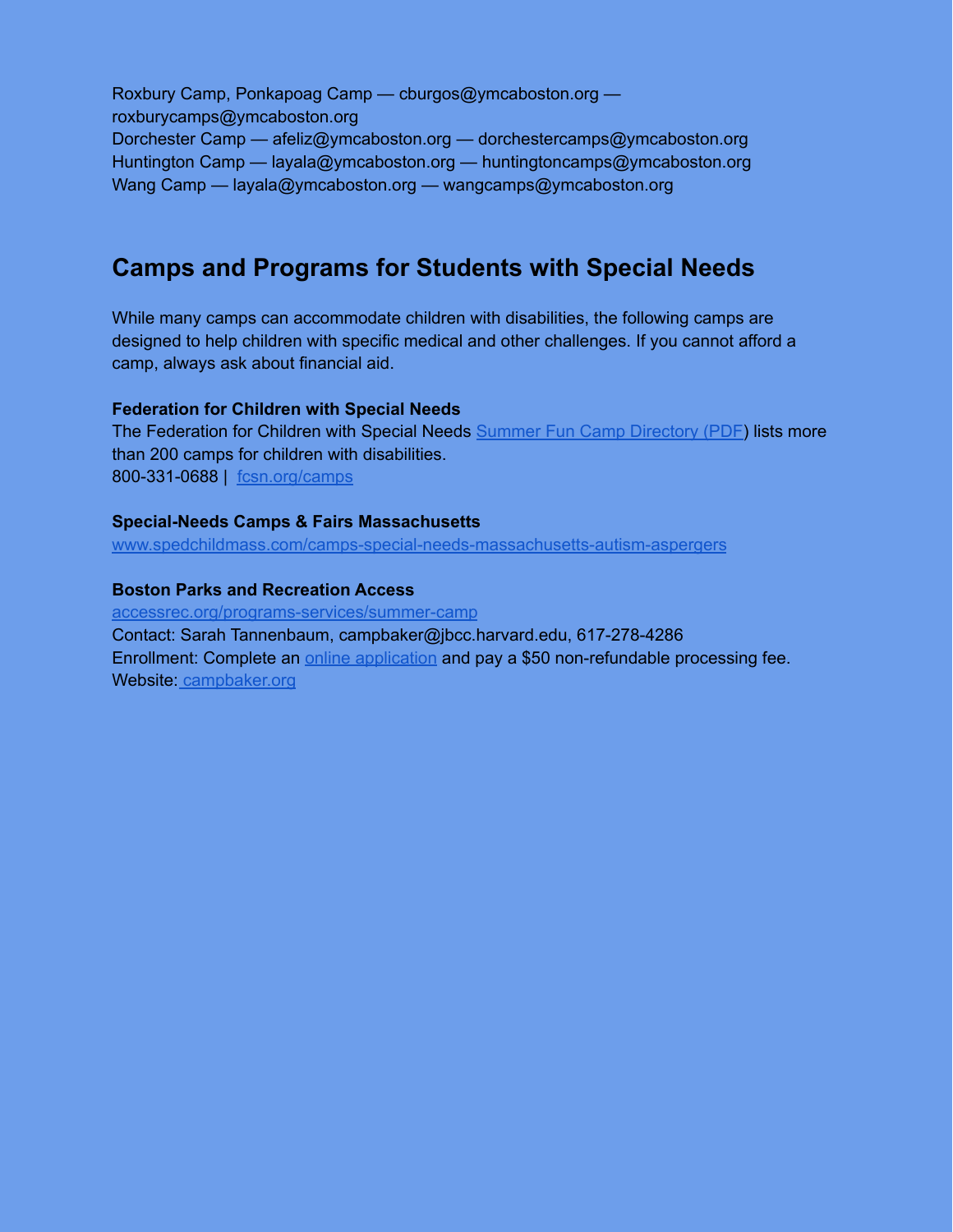Roxbury Camp, Ponkapoag Camp — cburgos@ymcaboston.org — roxburycamps@ymcaboston.org
Dorchester Camp — afeliz@ymcaboston.org — dorchestercamps@ymcaboston.org
Huntington Camp — layala@ymcaboston.org — huntingtoncamps@ymcaboston.org
Wang Camp — layala@ymcaboston.org — wangcamps@ymcaboston.org

## Camps and Programs for Students with Special Needs

While many camps can accommodate children with disabilities, the following camps are designed to help children with specific medical and other challenges. If you cannot afford a camp, always ask about financial aid.

**Federation for Children with Special Needs**
The Federation for Children with Special Needs Summer Fun Camp Directory (PDF) lists more than 200 camps for children with disabilities.
800-331-0688 | fcsn.org/camps

**Special-Needs Camps & Fairs Massachusetts**
www.spedchildmass.com/camps-special-needs-massachusetts-autism-aspergers

**Boston Parks and Recreation Access**
accessrec.org/programs-services/summer-camp
Contact: Sarah Tannenbaum, campbaker@jbcc.harvard.edu, 617-278-4286
Enrollment: Complete an online application and pay a $50 non-refundable processing fee.
Website: campbaker.org